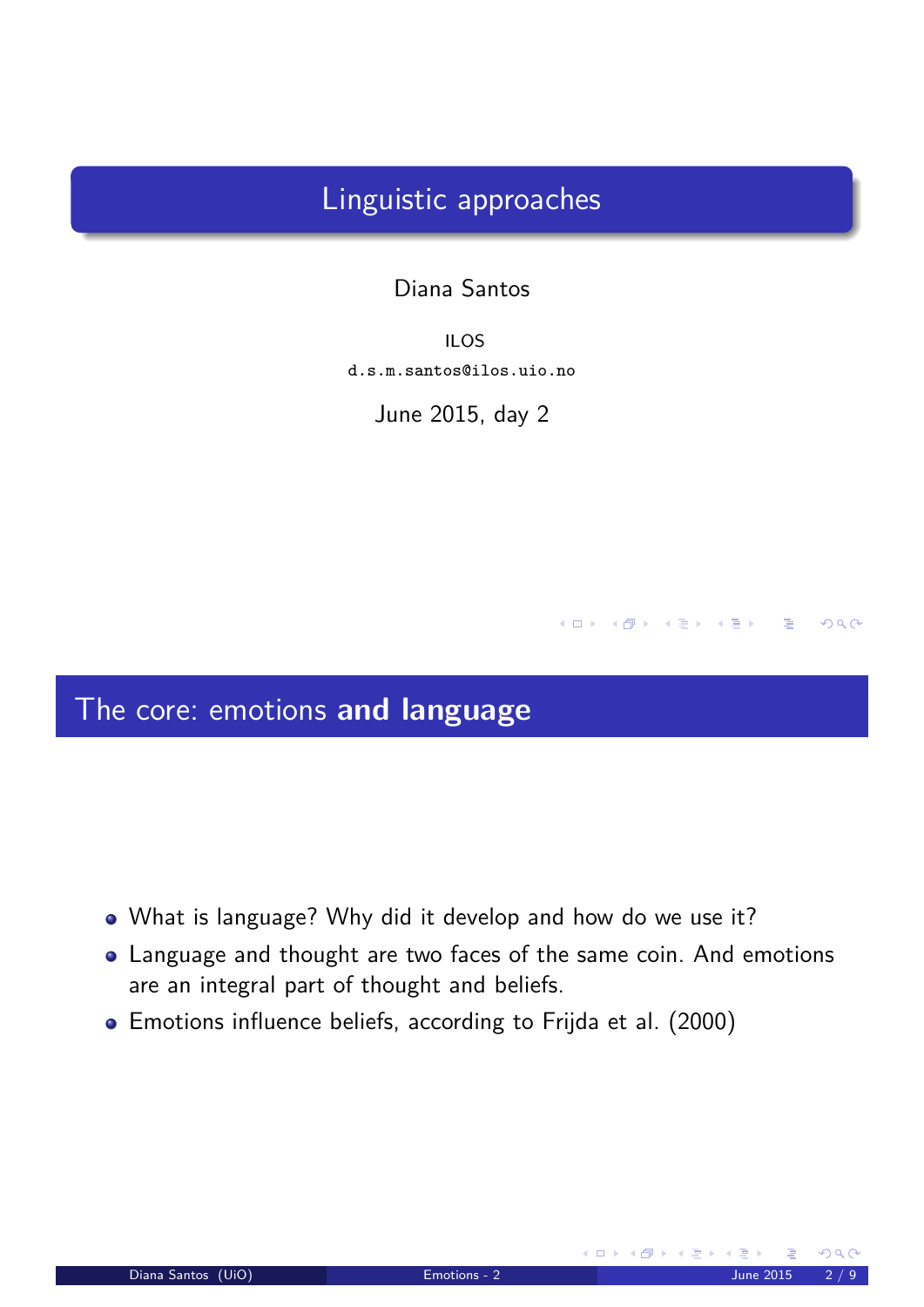# Linguistic approaches

Diana Santos

ILOS

d.s.m.santos@ilos.uio.no

June 2015, day 2

## The core: emotions **and language**

- What is language? Why did it develop and how do we use it?
- Language and thought are two faces of the same coin. And emotions are an integral part of thought and beliefs.
- Emotions influence beliefs, according to Frijda et al. (2000)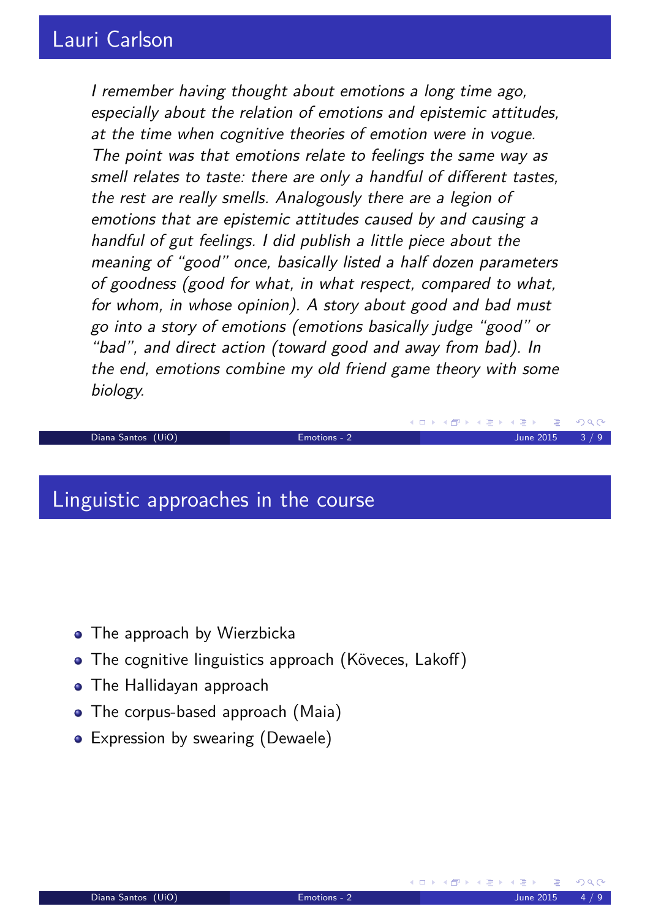## Lauri Carlson

*I remember having thought about emotions a long time ago, especially about the relation of emotions and epistemic attitudes, at the time when cognitive theories of emotion were in vogue. The point was that emotions relate to feelings the same way as smell relates to taste: there are only a handful of different tastes, the rest are really smells. Analogously there are a legion of emotions that are epistemic attitudes caused by and causing a handful of gut feelings. I did publish a little piece about the meaning of "good" once, basically listed a half dozen parameters of goodness (good for what, in what respect, compared to what, for whom, in whose opinion). A story about good and bad must go into a story of emotions (emotions basically judge "good" or "bad", and direct action (toward good and away from bad). In the end, emotions combine my old friend game theory with some biology.*

## Linguistic approaches in the course

- The approach by Wierzbicka
- The cognitive linguistics approach (Köveces, Lakoff)
- The Hallidayan approach
- The corpus-based approach (Maia)
- Expression by swearing (Dewaele)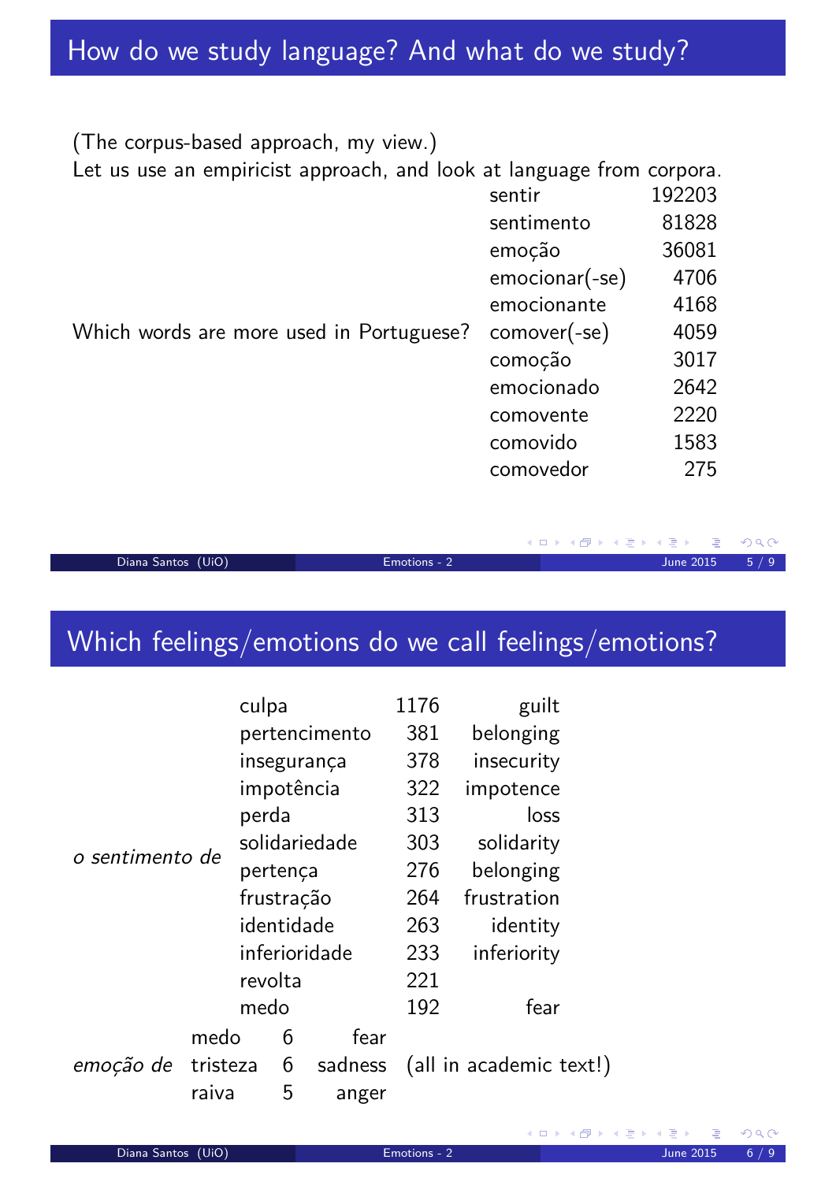## How do we study language? And what do we study?

(The corpus-based approach, my view.)

Let us use an empiricist approach, and look at language from corpora.

Which words are more used in Portuguese?

| | |
|---|---|
| sentir | 192203 |
| sentimento | 81828 |
| emoção | 36081 |
| emocionar(-se) | 4706 |
| emocionante | 4168 |
| comover(-se) | 4059 |
| comoção | 3017 |
| emocionado | 2642 |
| comovente | 2220 |
| comovido | 1583 |
| comovedor | 275 |

## Which feelings/emotions do we call feelings/emotions?

| | | | |
|---|---|---|---|
| *o sentimento de* | culpa | 1176 | guilt |
| | pertencimento | 381 | belonging |
| | insegurança | 378 | insecurity |
| | impotência | 322 | impotence |
| | perda | 313 | loss |
| | solidariedade | 303 | solidarity |
| | pertença | 276 | belonging |
| | frustração | 264 | frustration |
| | identidade | 263 | identity |
| | inferioridade | 233 | inferiority |
| | revolta | 221 | |
| | medo | 192 | fear |

| | | | |
|---|---|---|---|
| *emoção de* | medo | 6 | fear |
| | tristeza | 6 | sadness |
| | raiva | 5 | anger |

(all in academic text!)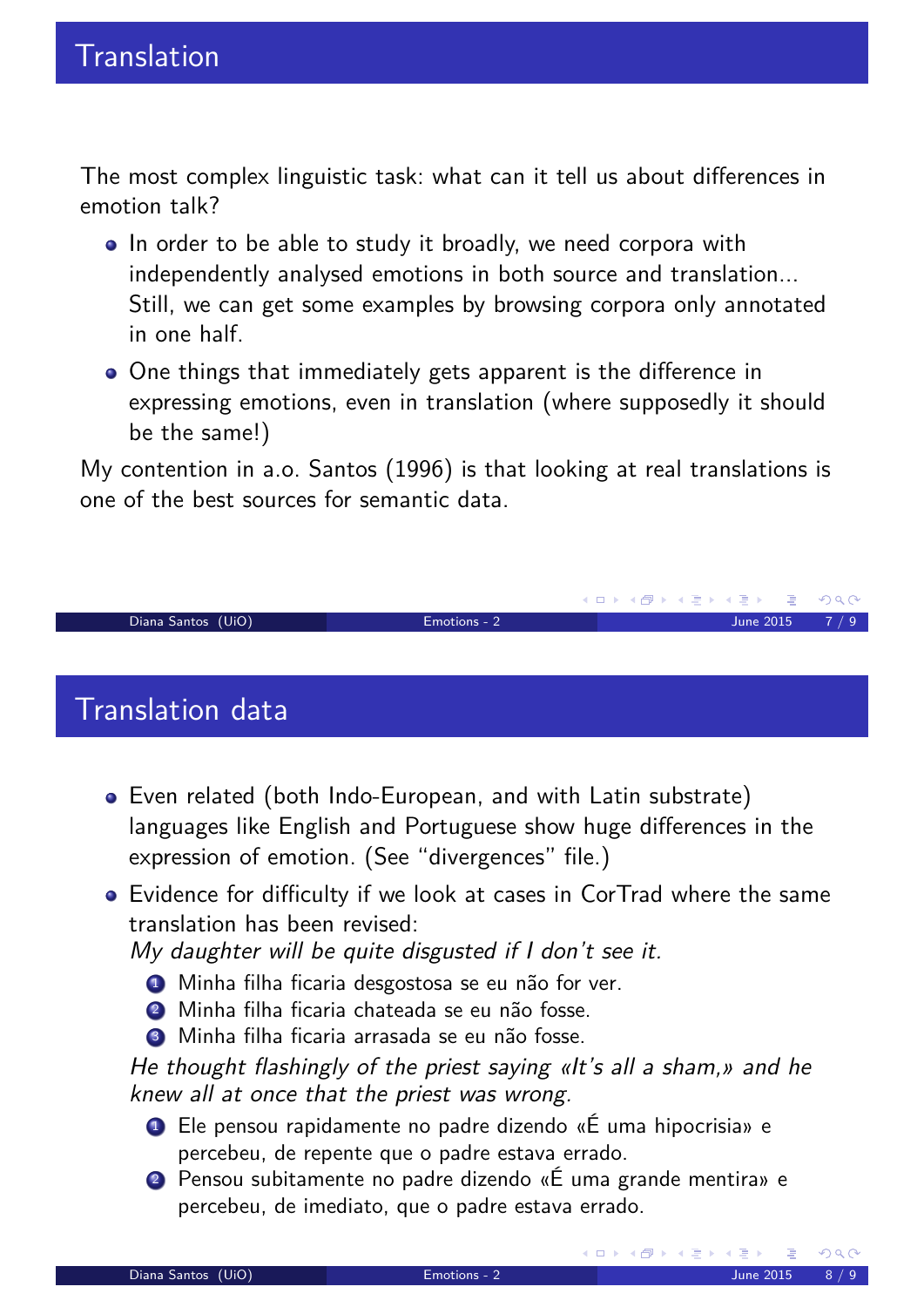# Translation

The most complex linguistic task: what can it tell us about differences in emotion talk?

- In order to be able to study it broadly, we need corpora with independently analysed emotions in both source and translation... Still, we can get some examples by browsing corpora only annotated in one half.
- One things that immediately gets apparent is the difference in expressing emotions, even in translation (where supposedly it should be the same!)

My contention in a.o. Santos (1996) is that looking at real translations is one of the best sources for semantic data.

# Translation data

- Even related (both Indo-European, and with Latin substrate) languages like English and Portuguese show huge differences in the expression of emotion. (See "divergences" file.)
- Evidence for difficulty if we look at cases in CorTrad where the same translation has been revised:

  *My daughter will be quite disgusted if I don't see it.*

  1. Minha filha ficaria desgostosa se eu não for ver.
  2. Minha filha ficaria chateada se eu não fosse.
  3. Minha filha ficaria arrasada se eu não fosse.

  *He thought flashingly of the priest saying «It's all a sham,» and he knew all at once that the priest was wrong.*

  1. Ele pensou rapidamente no padre dizendo «É uma hipocrisia» e percebeu, de repente que o padre estava errado.
  2. Pensou subitamente no padre dizendo «É uma grande mentira» e percebeu, de imediato, que o padre estava errado.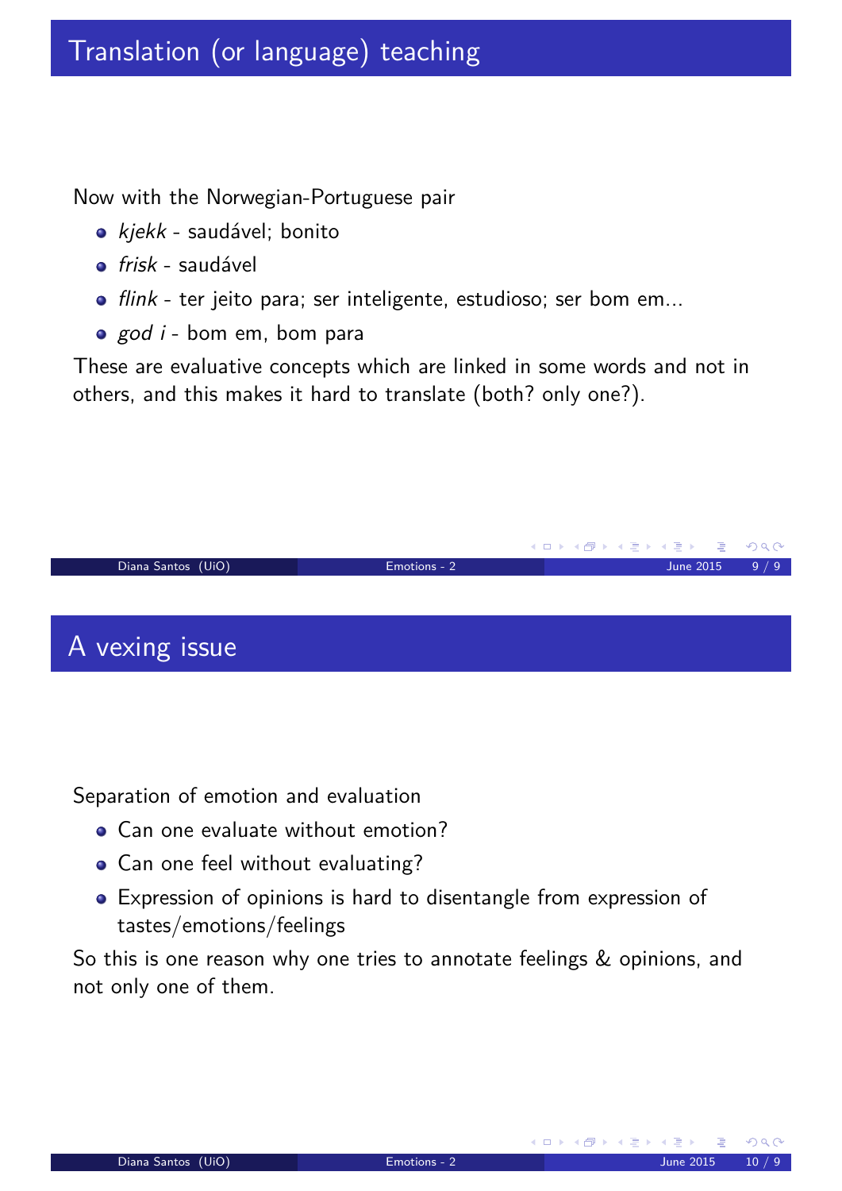## Translation (or language) teaching

Now with the Norwegian-Portuguese pair

- *kjekk* - saudável; bonito
- *frisk* - saudável
- *flink* - ter jeito para; ser inteligente, estudioso; ser bom em...
- *god i* - bom em, bom para

These are evaluative concepts which are linked in some words and not in others, and this makes it hard to translate (both? only one?).

## A vexing issue

Separation of emotion and evaluation

- Can one evaluate without emotion?
- Can one feel without evaluating?
- Expression of opinions is hard to disentangle from expression of tastes/emotions/feelings

So this is one reason why one tries to annotate feelings & opinions, and not only one of them.